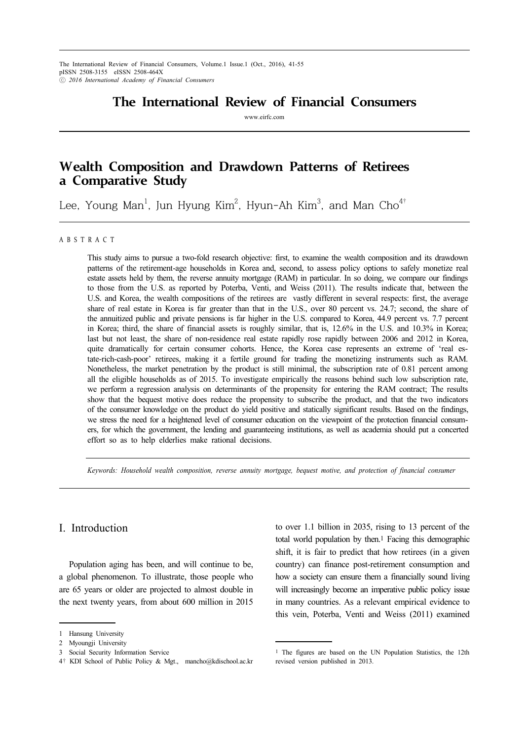# Wealth Composition and Drawdown Patterns of Retirees a Comparative Study

Lee, Young Man[1], Jun Hyung Kim[2], Hyun-Ah Kim[3], and Man Cho[4†]

## ABSTRACT

This study aims to pursue a two-fold research objective: first, to examine the wealth composition and its drawdown patterns of the retirement-age households in Korea and, second, to assess policy options to safely monetize real estate assets held by them, the reverse annuity mortgage (RAM) in particular. In so doing, we compare our findings to those from the U.S. as reported by Poterba, Venti, and Weiss (2011). The results indicate that, between the U.S. and Korea, the wealth compositions of the retirees are vastly different in several respects: first, the average share of real estate in Korea is far greater than that in the U.S., over 80 percent vs. 24.7; second, the share of the annuitized public and private pensions is far higher in the U.S. compared to Korea, 44.9 percent vs. 7.7 percent in Korea; third, the share of financial assets is roughly similar, that is, 12.6% in the U.S. and 10.3% in Korea; last but not least, the share of non-residence real estate rapidly rose rapidly between 2006 and 2012 in Korea, quite dramatically for certain consumer cohorts. Hence, the Korea case represents an extreme of 'real estate-rich-cash-poor' retirees, making it a fertile ground for trading the monetizing instruments such as RAM. Nonetheless, the market penetration by the product is still minimal, the subscription rate of 0.81 percent among all the eligible households as of 2015. To investigate empirically the reasons behind such low subscription rate, we perform a regression analysis on determinants of the propensity for entering the RAM contract; The results show that the bequest motive does reduce the propensity to subscribe the product, and that the two indicators of the consumer knowledge on the product do yield positive and statically significant results. Based on the findings, we stress the need for a heightened level of consumer education on the viewpoint of the protection financial consumers, for which the government, the lending and guaranteeing institutions, as well as academia should put a concerted effort so as to help elderlies make rational decisions.

*Keywords: Household wealth composition, reverse annuity mortgage, bequest motive, and protection of financial consumer*

## I. Introduction

Population aging has been, and will continue to be, a global phenomenon. To illustrate, those people who are 65 years or older are projected to almost double in the next twenty years, from about 600 million in 2015 to over 1.1 billion in 2035, rising to 13 percent of the total world population by then.[1] Facing this demographic shift, it is fair to predict that how retirees (in a given country) can finance post-retirement consumption and how a society can ensure them a financially sound living will increasingly become an imperative public policy issue in many countries. As a relevant empirical evidence to this vein, Poterba, Venti and Weiss (2011) examined

---

1 Hansung University
2 Myoungji University
3 Social Security Information Service
4† KDI School of Public Policy & Mgt., mancho@kdischool.ac.kr

[1] The figures are based on the UN Population Statistics, the 12th revised version published in 2013.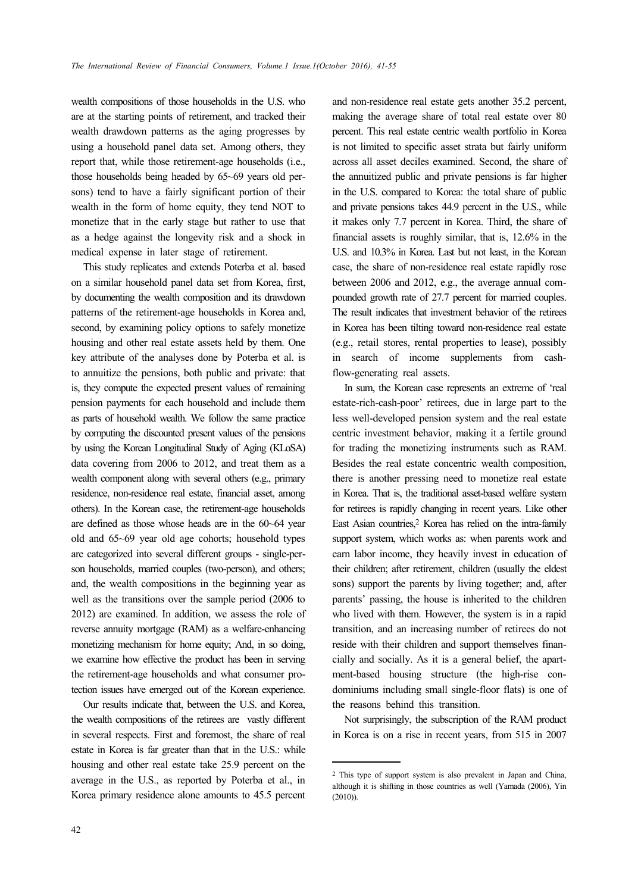wealth compositions of those households in the U.S. who are at the starting points of retirement, and tracked their wealth drawdown patterns as the aging progresses by using a household panel data set. Among others, they report that, while those retirement-age households (i.e., those households being headed by 65~69 years old persons) tend to have a fairly significant portion of their wealth in the form of home equity, they tend NOT to monetize that in the early stage but rather to use that as a hedge against the longevity risk and a shock in medical expense in later stage of retirement.

This study replicates and extends Poterba et al. based on a similar household panel data set from Korea, first, by documenting the wealth composition and its drawdown patterns of the retirement-age households in Korea and, second, by examining policy options to safely monetize housing and other real estate assets held by them. One key attribute of the analyses done by Poterba et al. is to annuitize the pensions, both public and private: that is, they compute the expected present values of remaining pension payments for each household and include them as parts of household wealth. We follow the same practice by computing the discounted present values of the pensions by using the Korean Longitudinal Study of Aging (KLoSA) data covering from 2006 to 2012, and treat them as a wealth component along with several others (e.g., primary residence, non-residence real estate, financial asset, among others). In the Korean case, the retirement-age households are defined as those whose heads are in the 60~64 year old and 65~69 year old age cohorts; household types are categorized into several different groups - single-person households, married couples (two-person), and others; and, the wealth compositions in the beginning year as well as the transitions over the sample period (2006 to 2012) are examined. In addition, we assess the role of reverse annuity mortgage (RAM) as a welfare-enhancing monetizing mechanism for home equity; And, in so doing, we examine how effective the product has been in serving the retirement-age households and what consumer protection issues have emerged out of the Korean experience.

Our results indicate that, between the U.S. and Korea, the wealth compositions of the retirees are vastly different in several respects. First and foremost, the share of real estate in Korea is far greater than that in the U.S.: while housing and other real estate take 25.9 percent on the average in the U.S., as reported by Poterba et al., in Korea primary residence alone amounts to 45.5 percent and non-residence real estate gets another 35.2 percent, making the average share of total real estate over 80 percent. This real estate centric wealth portfolio in Korea is not limited to specific asset strata but fairly uniform across all asset deciles examined. Second, the share of the annuitized public and private pensions is far higher in the U.S. compared to Korea: the total share of public and private pensions takes 44.9 percent in the U.S., while it makes only 7.7 percent in Korea. Third, the share of financial assets is roughly similar, that is, 12.6% in the U.S. and 10.3% in Korea. Last but not least, in the Korean case, the share of non-residence real estate rapidly rose between 2006 and 2012, e.g., the average annual compounded growth rate of 27.7 percent for married couples. The result indicates that investment behavior of the retirees in Korea has been tilting toward non-residence real estate (e.g., retail stores, rental properties to lease), possibly in search of income supplements from cash-flow-generating real assets.

In sum, the Korean case represents an extreme of 'real estate-rich-cash-poor' retirees, due in large part to the less well-developed pension system and the real estate centric investment behavior, making it a fertile ground for trading the monetizing instruments such as RAM. Besides the real estate concentric wealth composition, there is another pressing need to monetize real estate in Korea. That is, the traditional asset-based welfare system for retirees is rapidly changing in recent years. Like other East Asian countries,[2] Korea has relied on the intra-family support system, which works as: when parents work and earn labor income, they heavily invest in education of their children; after retirement, children (usually the eldest sons) support the parents by living together; and, after parents' passing, the house is inherited to the children who lived with them. However, the system is in a rapid transition, and an increasing number of retirees do not reside with their children and support themselves financially and socially. As it is a general belief, the apartment-based housing structure (the high-rise condominiums including small single-floor flats) is one of the reasons behind this transition.

Not surprisingly, the subscription of the RAM product in Korea is on a rise in recent years, from 515 in 2007

[2] This type of support system is also prevalent in Japan and China, although it is shifting in those countries as well (Yamada (2006), Yin (2010)).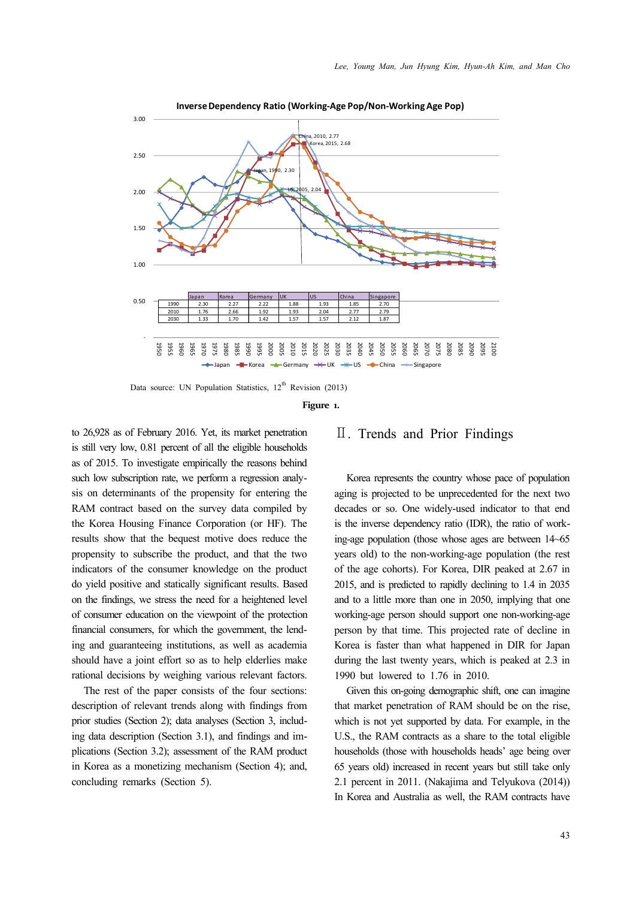**Inverse Dependency Ratio (Working-Age Pop/Non-Working Age Pop)**

| | Japan | Korea | Germany | UK | US | China | Singapore |
|---|---|---|---|---|---|---|---|
| 1990 | 2.30 | 2.27 | 2.22 | 1.88 | 1.93 | 1.85 | 2.70 |
| 2010 | 1.76 | 2.66 | 1.92 | 1.93 | 2.04 | 2.77 | 2.79 |
| 2030 | 1.33 | 1.70 | 1.42 | 1.57 | 1.57 | 2.12 | 1.87 |

Data source: UN Population Statistics, 12th Revision (2013)

**Figure 1.**

to 26,928 as of February 2016. Yet, its market penetration is still very low, 0.81 percent of all the eligible households as of 2015. To investigate empirically the reasons behind such low subscription rate, we perform a regression analysis on determinants of the propensity for entering the RAM contract based on the survey data compiled by the Korea Housing Finance Corporation (or HF). The results show that the bequest motive does reduce the propensity to subscribe the product, and that the two indicators of the consumer knowledge on the product do yield positive and statically significant results. Based on the findings, we stress the need for a heightened level of consumer education on the viewpoint of the protection financial consumers, for which the government, the lending and guaranteeing institutions, as well as academia should have a joint effort so as to help elderlies make rational decisions by weighing various relevant factors.

The rest of the paper consists of the four sections: description of relevant trends along with findings from prior studies (Section 2); data analyses (Section 3, including data description (Section 3.1), and findings and implications (Section 3.2); assessment of the RAM product in Korea as a monetizing mechanism (Section 4); and, concluding remarks (Section 5).

## Ⅱ. Trends and Prior Findings

Korea represents the country whose pace of population aging is projected to be unprecedented for the next two decades or so. One widely-used indicator to that end is the inverse dependency ratio (IDR), the ratio of working-age population (those whose ages are between 14~65 years old) to the non-working-age population (the rest of the age cohorts). For Korea, DIR peaked at 2.67 in 2015, and is predicted to rapidly declining to 1.4 in 2035 and to a little more than one in 2050, implying that one working-age person should support one non-working-age person by that time. This projected rate of decline in Korea is faster than what happened in DIR for Japan during the last twenty years, which is peaked at 2.3 in 1990 but lowered to 1.76 in 2010.

Given this on-going demographic shift, one can imagine that market penetration of RAM should be on the rise, which is not yet supported by data. For example, in the U.S., the RAM contracts as a share to the total eligible households (those with households heads' age being over 65 years old) increased in recent years but still take only 2.1 percent in 2011. (Nakajima and Telyukova (2014)) In Korea and Australia as well, the RAM contracts have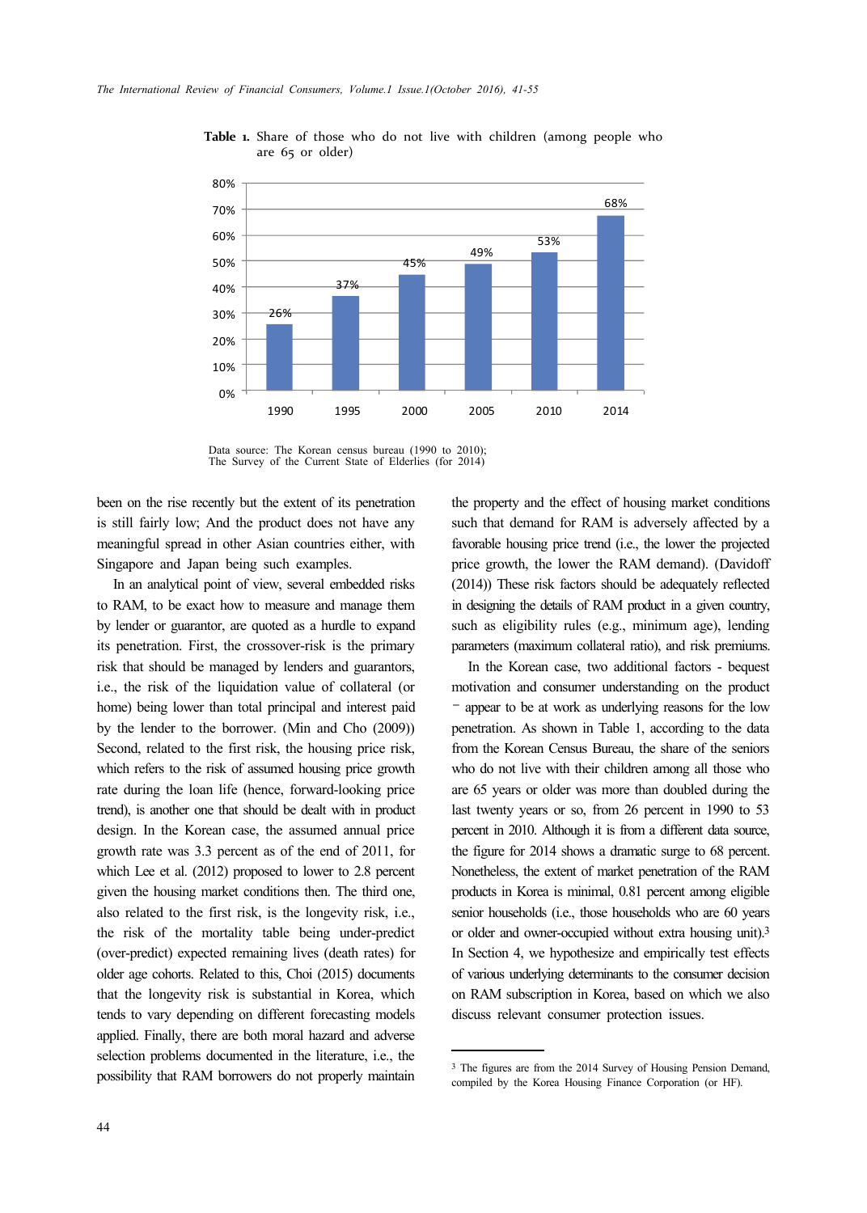**Table 1.** Share of those who do not live with children (among people who are 65 or older)

| Year | Share |
|---|---|
| 1990 | 26% |
| 1995 | 37% |
| 2000 | 45% |
| 2005 | 49% |
| 2010 | 53% |
| 2014 | 68% |

Data source: The Korean census bureau (1990 to 2010); The Survey of the Current State of Elderlies (for 2014)

been on the rise recently but the extent of its penetration is still fairly low; And the product does not have any meaningful spread in other Asian countries either, with Singapore and Japan being such examples.

In an analytical point of view, several embedded risks to RAM, to be exact how to measure and manage them by lender or guarantor, are quoted as a hurdle to expand its penetration. First, the crossover-risk is the primary risk that should be managed by lenders and guarantors, i.e., the risk of the liquidation value of collateral (or home) being lower than total principal and interest paid by the lender to the borrower. (Min and Cho (2009)) Second, related to the first risk, the housing price risk, which refers to the risk of assumed housing price growth rate during the loan life (hence, forward-looking price trend), is another one that should be dealt with in product design. In the Korean case, the assumed annual price growth rate was 3.3 percent as of the end of 2011, for which Lee et al. (2012) proposed to lower to 2.8 percent given the housing market conditions then. The third one, also related to the first risk, is the longevity risk, i.e., the risk of the mortality table being under-predict (over-predict) expected remaining lives (death rates) for older age cohorts. Related to this, Choi (2015) documents that the longevity risk is substantial in Korea, which tends to vary depending on different forecasting models applied. Finally, there are both moral hazard and adverse selection problems documented in the literature, i.e., the possibility that RAM borrowers do not properly maintain the property and the effect of housing market conditions such that demand for RAM is adversely affected by a favorable housing price trend (i.e., the lower the projected price growth, the lower the RAM demand). (Davidoff (2014)) These risk factors should be adequately reflected in designing the details of RAM product in a given country, such as eligibility rules (e.g., minimum age), lending parameters (maximum collateral ratio), and risk premiums.

In the Korean case, two additional factors - bequest motivation and consumer understanding on the product – appear to be at work as underlying reasons for the low penetration. As shown in Table 1, according to the data from the Korean Census Bureau, the share of the seniors who do not live with their children among all those who are 65 years or older was more than doubled during the last twenty years or so, from 26 percent in 1990 to 53 percent in 2010. Although it is from a different data source, the figure for 2014 shows a dramatic surge to 68 percent. Nonetheless, the extent of market penetration of the RAM products in Korea is minimal, 0.81 percent among eligible senior households (i.e., those households who are 60 years or older and owner-occupied without extra housing unit).[3] In Section 4, we hypothesize and empirically test effects of various underlying determinants to the consumer decision on RAM subscription in Korea, based on which we also discuss relevant consumer protection issues.

[3] The figures are from the 2014 Survey of Housing Pension Demand, compiled by the Korea Housing Finance Corporation (or HF).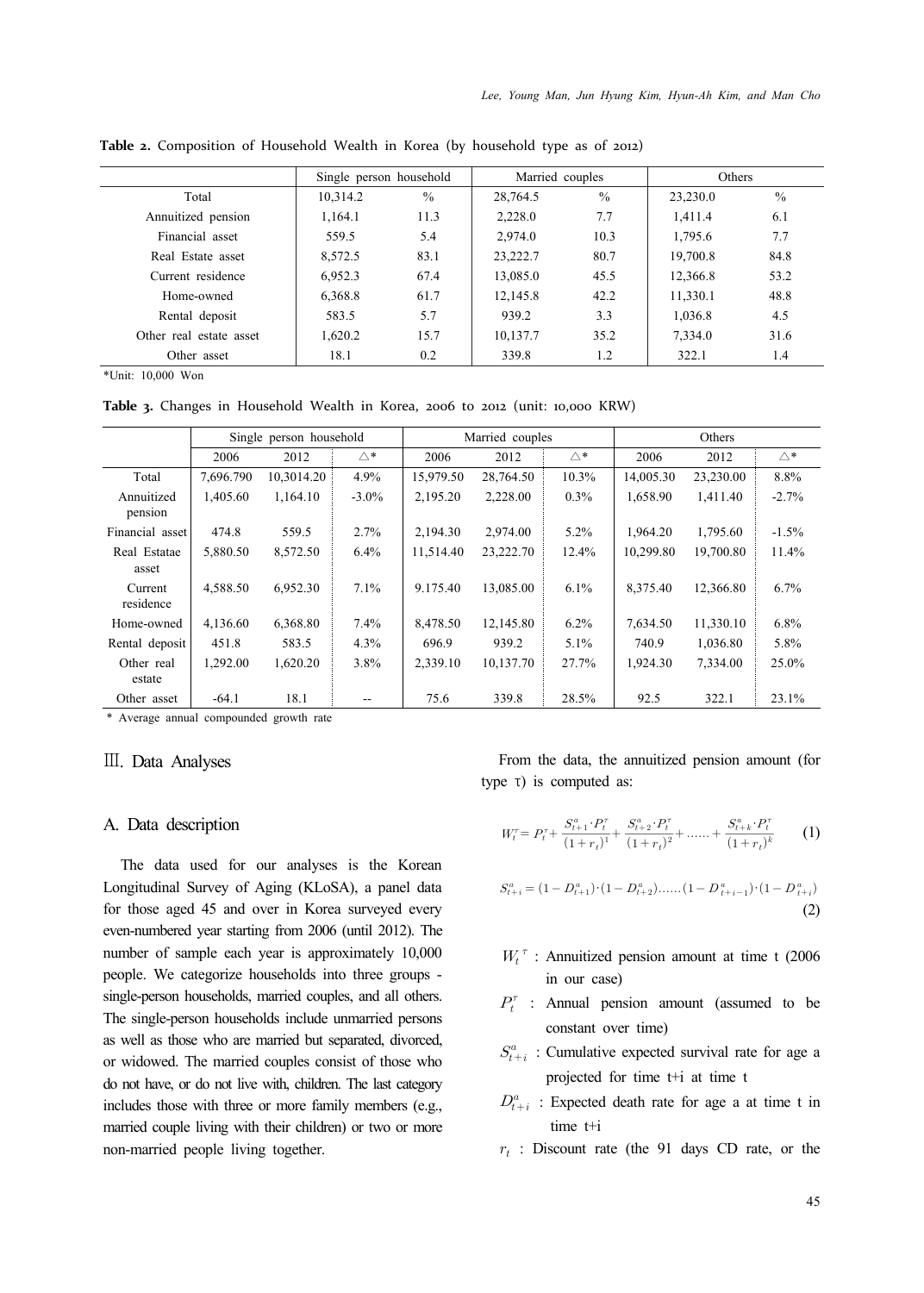**Table 2.** Composition of Household Wealth in Korea (by household type as of 2012)

| | Single person household | | Married couples | | Others | |
|---|---|---|---|---|---|---|
| Total | 10,314.2 | % | 28,764.5 | % | 23,230.0 | % |
| Annuitized pension | 1,164.1 | 11.3 | 2,228.0 | 7.7 | 1,411.4 | 6.1 |
| Financial asset | 559.5 | 5.4 | 2,974.0 | 10.3 | 1,795.6 | 7.7 |
| Real Estate asset | 8,572.5 | 83.1 | 23,222.7 | 80.7 | 19,700.8 | 84.8 |
| Current residence | 6,952.3 | 67.4 | 13,085.0 | 45.5 | 12,366.8 | 53.2 |
| Home-owned | 6,368.8 | 61.7 | 12,145.8 | 42.2 | 11,330.1 | 48.8 |
| Rental deposit | 583.5 | 5.7 | 939.2 | 3.3 | 1,036.8 | 4.5 |
| Other real estate asset | 1,620.2 | 15.7 | 10,137.7 | 35.2 | 7,334.0 | 31.6 |
| Other asset | 18.1 | 0.2 | 339.8 | 1.2 | 322.1 | 1.4 |

*Unit: 10,000 Won

**Table 3.** Changes in Household Wealth in Korea, 2006 to 2012 (unit: 10,000 KRW)

| | Single person household | | | Married couples | | | Others | | |
|---|---|---|---|---|---|---|---|---|---|
| | 2006 | 2012 | △* | 2006 | 2012 | △* | 2006 | 2012 | △* |
| Total | 7,696.790 | 10,3014.20 | 4.9% | 15,979.50 | 28,764.50 | 10.3% | 14,005.30 | 23,230.00 | 8.8% |
| Annuitized pension | 1,405.60 | 1,164.10 | -3.0% | 2,195.20 | 2,228.00 | 0.3% | 1,658.90 | 1,411.40 | -2.7% |
| Financial asset | 474.8 | 559.5 | 2.7% | 2,194.30 | 2,974.00 | 5.2% | 1,964.20 | 1,795.60 | -1.5% |
| Real Estatae asset | 5,880.50 | 8,572.50 | 6.4% | 11,514.40 | 23,222.70 | 12.4% | 10,299.80 | 19,700.80 | 11.4% |
| Current residence | 4,588.50 | 6,952.30 | 7.1% | 9.175.40 | 13,085.00 | 6.1% | 8,375.40 | 12,366.80 | 6.7% |
| Home-owned | 4,136.60 | 6,368.80 | 7.4% | 8,478.50 | 12,145.80 | 6.2% | 7,634.50 | 11,330.10 | 6.8% |
| Rental deposit | 451.8 | 583.5 | 4.3% | 696.9 | 939.2 | 5.1% | 740.9 | 1,036.80 | 5.8% |
| Other real estate | 1,292.00 | 1,620.20 | 3.8% | 2,339.10 | 10,137.70 | 27.7% | 1,924.30 | 7,334.00 | 25.0% |
| Other asset | -64.1 | 18.1 | -- | 75.6 | 339.8 | 28.5% | 92.5 | 322.1 | 23.1% |

* Average annual compounded growth rate

## III. Data Analyses

### A. Data description

The data used for our analyses is the Korean Longitudinal Survey of Aging (KLoSA), a panel data for those aged 45 and over in Korea surveyed every even-numbered year starting from 2006 (until 2012). The number of sample each year is approximately 10,000 people. We categorize households into three groups - single-person households, married couples, and all others. The single-person households include unmarried persons as well as those who are married but separated, divorced, or widowed. The married couples consist of those who do not have, or do not live with, children. The last category includes those with three or more family members (e.g., married couple living with their children) or two or more non-married people living together.

From the data, the annuitized pension amount (for type τ) is computed as:

$$W_t^{\tau} = P_t^{\tau} + \frac{S_{t+1}^{a} \cdot P_t^{\tau}}{(1+r_t)^1} + \frac{S_{t+2}^{a} \cdot P_t^{\tau}}{(1+r_t)^2} + \ldots\ldots + \frac{S_{t+k}^{a} \cdot P_t^{\tau}}{(1+r_t)^k} \qquad (1)$$

$$S_{t+i}^{a} = (1-D_{t+1}^{a}) \cdot (1-D_{t+2}^{a}) \ldots\ldots (1-D_{t+i-1}^{a}) \cdot (1-D_{t+i}^{a}) \qquad (2)$$

- $W_t^{\tau}$ : Annuitized pension amount at time t (2006 in our case)
- $P_t^{\tau}$ : Annual pension amount (assumed to be constant over time)
- $S_{t+i}^{a}$ : Cumulative expected survival rate for age a projected for time t+i at time t
- $D_{t+i}^{a}$ : Expected death rate for age a at time t in time t+i
- $r_t$ : Discount rate (the 91 days CD rate, or the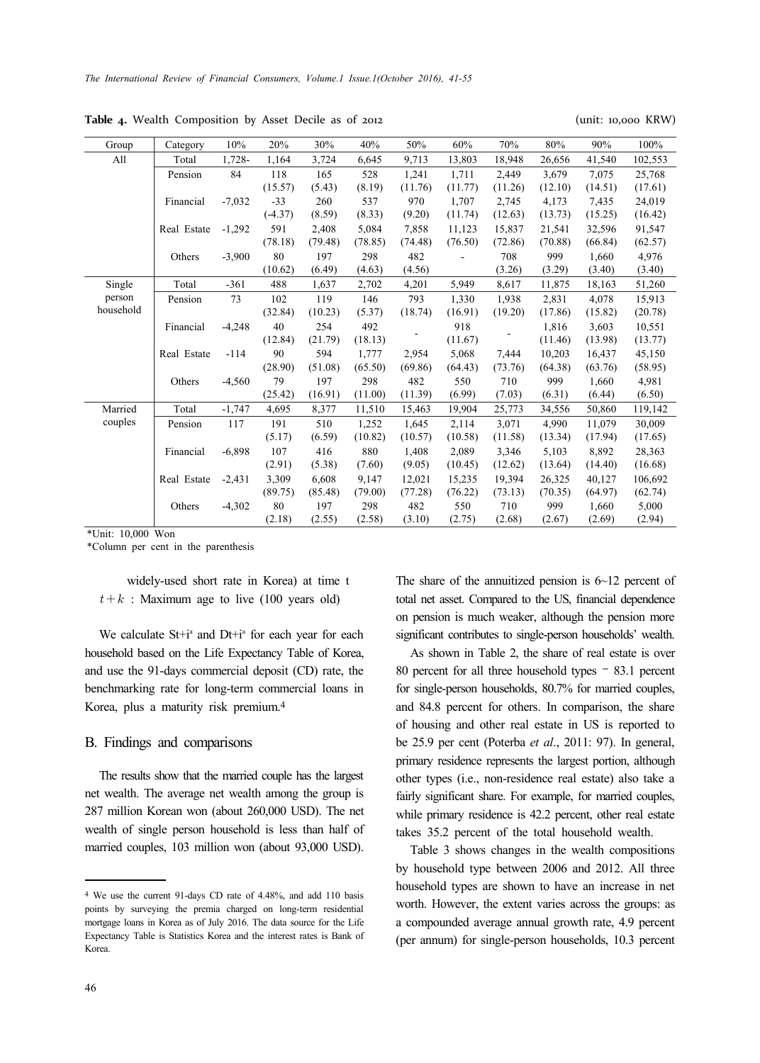**Table 4.** Wealth Composition by Asset Decile as of 2012 (unit: 10,000 KRW)

| Group | Category | 10% | 20% | 30% | 40% | 50% | 60% | 70% | 80% | 90% | 100% |
|---|---|---|---|---|---|---|---|---|---|---|---|
| All | Total | 1,728- | 1,164 | 3,724 | 6,645 | 9,713 | 13,803 | 18,948 | 26,656 | 41,540 | 102,553 |
| | Pension | 84 | 118<br>(15.57) | 165<br>(5.43) | 528<br>(8.19) | 1,241<br>(11.76) | 1,711<br>(11.77) | 2,449<br>(11.26) | 3,679<br>(12.10) | 7,075<br>(14.51) | 25,768<br>(17.61) |
| | Financial | -7,032 | -33<br>(-4.37) | 260<br>(8.59) | 537<br>(8.33) | 970<br>(9.20) | 1,707<br>(11.74) | 2,745<br>(12.63) | 4,173<br>(13.73) | 7,435<br>(15.25) | 24,019<br>(16.42) |
| | Real Estate | -1,292 | 591<br>(78.18) | 2,408<br>(79.48) | 5,084<br>(78.85) | 7,858<br>(74.48) | 11,123<br>(76.50) | 15,837<br>(72.86) | 21,541<br>(70.88) | 32,596<br>(66.84) | 91,547<br>(62.57) |
| | Others | -3,900 | 80<br>(10.62) | 197<br>(6.49) | 298<br>(4.63) | 482<br>(4.56) | - | 708<br>(3.26) | 999<br>(3.29) | 1,660<br>(3.40) | 4,976<br>(3.40) |
| Single person household | Total | -361 | 488 | 1,637 | 2,702 | 4,201 | 5,949 | 8,617 | 11,875 | 18,163 | 51,260 |
| | Pension | 73 | 102<br>(32.84) | 119<br>(10.23) | 146<br>(5.37) | 793<br>(18.74) | 1,330<br>(16.91) | 1,938<br>(19.20) | 2,831<br>(17.86) | 4,078<br>(15.82) | 15,913<br>(20.78) |
| | Financial | -4,248 | 40<br>(12.84) | 254<br>(21.79) | 492<br>(18.13) | - | 918<br>(11.67) | - | 1,816<br>(11.46) | 3,603<br>(13.98) | 10,551<br>(13.77) |
| | Real Estate | -114 | 90<br>(28.90) | 594<br>(51.08) | 1,777<br>(65.50) | 2,954<br>(69.86) | 5,068<br>(64.43) | 7,444<br>(73.76) | 10,203<br>(64.38) | 16,437<br>(63.76) | 45,150<br>(58.95) |
| | Others | -4,560 | 79<br>(25.42) | 197<br>(16.91) | 298<br>(11.00) | 482<br>(11.39) | 550<br>(6.99) | 710<br>(7.03) | 999<br>(6.31) | 1,660<br>(6.44) | 4,981<br>(6.50) |
| Married couples | Total | -1,747 | 4,695 | 8,377 | 11,510 | 15,463 | 19,904 | 25,773 | 34,556 | 50,860 | 119,142 |
| | Pension | 117 | 191<br>(5.17) | 510<br>(6.59) | 1,252<br>(10.82) | 1,645<br>(10.57) | 2,114<br>(10.58) | 3,071<br>(11.58) | 4,990<br>(13.34) | 11,079<br>(17.94) | 30,009<br>(17.65) |
| | Financial | -6,898 | 107<br>(2.91) | 416<br>(5.38) | 880<br>(7.60) | 1,408<br>(9.05) | 2,089<br>(10.45) | 3,346<br>(12.62) | 5,103<br>(13.64) | 8,892<br>(14.40) | 28,363<br>(16.68) |
| | Real Estate | -2,431 | 3,309<br>(89.75) | 6,608<br>(85.48) | 9,147<br>(79.00) | 12,021<br>(77.28) | 15,235<br>(76.22) | 19,394<br>(73.13) | 26,325<br>(70.35) | 40,127<br>(64.97) | 106,692<br>(62.74) |
| | Others | -4,302 | 80<br>(2.18) | 197<br>(2.55) | 298<br>(2.58) | 482<br>(3.10) | 550<br>(2.75) | 710<br>(2.68) | 999<br>(2.67) | 1,660<br>(2.69) | 5,000<br>(2.94) |

*Unit: 10,000 Won
*Column per cent in the parenthesis

widely-used short rate in Korea) at time t
$t+k$ : Maximum age to live (100 years old)

We calculate $S_{t+i}^{a}$ and $D_{t+i}^{a}$ for each year for each household based on the Life Expectancy Table of Korea, and use the 91-days commercial deposit (CD) rate, the benchmarking rate for long-term commercial loans in Korea, plus a maturity risk premium.[4]

## B. Findings and comparisons

The results show that the married couple has the largest net wealth. The average net wealth among the group is 287 million Korean won (about 260,000 USD). The net wealth of single person household is less than half of married couples, 103 million won (about 93,000 USD). The share of the annuitized pension is 6~12 percent of total net asset. Compared to the US, financial dependence on pension is much weaker, although the pension more significant contributes to single-person households' wealth.

As shown in Table 2, the share of real estate is over 80 percent for all three household types – 83.1 percent for single-person households, 80.7% for married couples, and 84.8 percent for others. In comparison, the share of housing and other real estate in US is reported to be 25.9 per cent (Poterba *et al*., 2011: 97). In general, primary residence represents the largest portion, although other types (i.e., non-residence real estate) also take a fairly significant share. For example, for married couples, while primary residence is 42.2 percent, other real estate takes 35.2 percent of the total household wealth.

Table 3 shows changes in the wealth compositions by household type between 2006 and 2012. All three household types are shown to have an increase in net worth. However, the extent varies across the groups: as a compounded average annual growth rate, 4.9 percent (per annum) for single-person households, 10.3 percent

[4] We use the current 91-days CD rate of 4.48%, and add 110 basis points by surveying the premia charged on long-term residential mortgage loans in Korea as of July 2016. The data source for the Life Expectancy Table is Statistics Korea and the interest rates is Bank of Korea.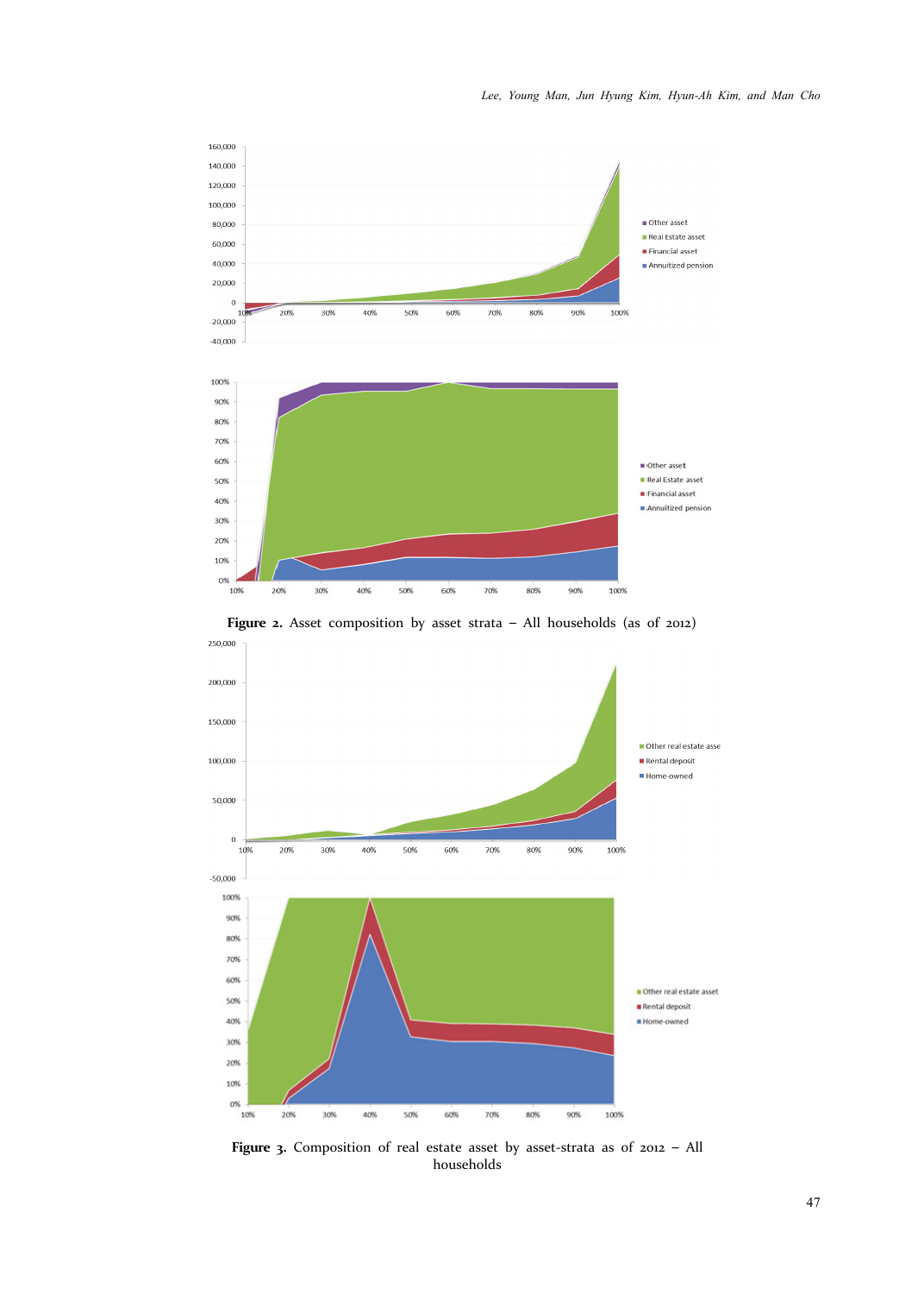**Figure 2.** Asset composition by asset strata – All households (as of 2012)

**Figure 3.** Composition of real estate asset by asset-strata as of 2012 – All households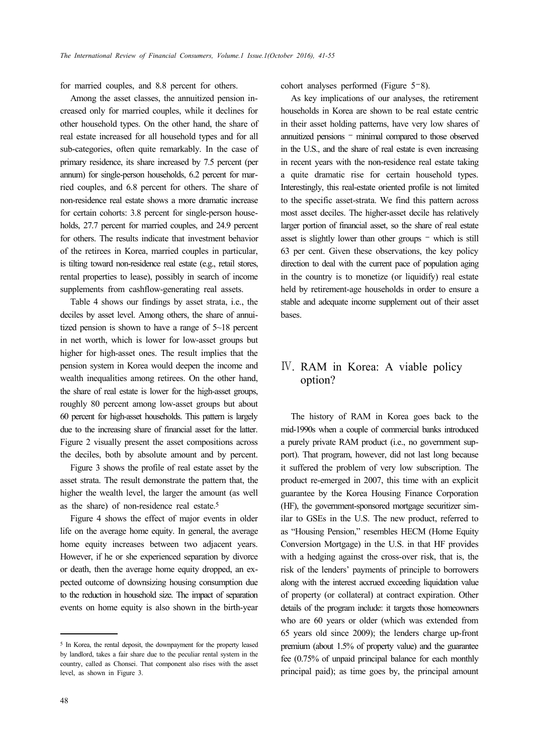for married couples, and 8.8 percent for others.

Among the asset classes, the annuitized pension increased only for married couples, while it declines for other household types. On the other hand, the share of real estate increased for all household types and for all sub-categories, often quite remarkably. In the case of primary residence, its share increased by 7.5 percent (per annum) for single-person households, 6.2 percent for married couples, and 6.8 percent for others. The share of non-residence real estate shows a more dramatic increase for certain cohorts: 3.8 percent for single-person households, 27.7 percent for married couples, and 24.9 percent for others. The results indicate that investment behavior of the retirees in Korea, married couples in particular, is tilting toward non-residence real estate (e.g., retail stores, rental properties to lease), possibly in search of income supplements from cashflow-generating real assets.

Table 4 shows our findings by asset strata, i.e., the deciles by asset level. Among others, the share of annuitized pension is shown to have a range of 5~18 percent in net worth, which is lower for low-asset groups but higher for high-asset ones. The result implies that the pension system in Korea would deepen the income and wealth inequalities among retirees. On the other hand, the share of real estate is lower for the high-asset groups, roughly 80 percent among low-asset groups but about 60 percent for high-asset households. This pattern is largely due to the increasing share of financial asset for the latter. Figure 2 visually present the asset compositions across the deciles, both by absolute amount and by percent.

Figure 3 shows the profile of real estate asset by the asset strata. The result demonstrate the pattern that, the higher the wealth level, the larger the amount (as well as the share) of non-residence real estate.[5]

Figure 4 shows the effect of major events in older life on the average home equity. In general, the average home equity increases between two adjacent years. However, if he or she experienced separation by divorce or death, then the average home equity dropped, an expected outcome of downsizing housing consumption due to the reduction in household size. The impact of separation events on home equity is also shown in the birth-year cohort analyses performed (Figure 5-8).

As key implications of our analyses, the retirement households in Korea are shown to be real estate centric in their asset holding patterns, have very low shares of annuitized pensions - minimal compared to those observed in the U.S., and the share of real estate is even increasing in recent years with the non-residence real estate taking a quite dramatic rise for certain household types. Interestingly, this real-estate oriented profile is not limited to the specific asset-strata. We find this pattern across most asset deciles. The higher-asset decile has relatively larger portion of financial asset, so the share of real estate asset is slightly lower than other groups - which is still 63 per cent. Given these observations, the key policy direction to deal with the current pace of population aging in the country is to monetize (or liquidify) real estate held by retirement-age households in order to ensure a stable and adequate income supplement out of their asset bases.

## Ⅳ. RAM in Korea: A viable policy option?

The history of RAM in Korea goes back to the mid-1990s when a couple of commercial banks introduced a purely private RAM product (i.e., no government support). That program, however, did not last long because it suffered the problem of very low subscription. The product re-emerged in 2007, this time with an explicit guarantee by the Korea Housing Finance Corporation (HF), the government-sponsored mortgage securitizer similar to GSEs in the U.S. The new product, referred to as "Housing Pension," resembles HECM (Home Equity Conversion Mortgage) in the U.S. in that HF provides with a hedging against the cross-over risk, that is, the risk of the lenders' payments of principle to borrowers along with the interest accrued exceeding liquidation value of property (or collateral) at contract expiration. Other details of the program include: it targets those homeowners who are 60 years or older (which was extended from 65 years old since 2009); the lenders charge up-front premium (about 1.5% of property value) and the guarantee fee (0.75% of unpaid principal balance for each monthly principal paid); as time goes by, the principal amount

[5] In Korea, the rental deposit, the downpayment for the property leased by landlord, takes a fair share due to the peculiar rental system in the country, called as Chonsei. That component also rises with the asset level, as shown in Figure 3.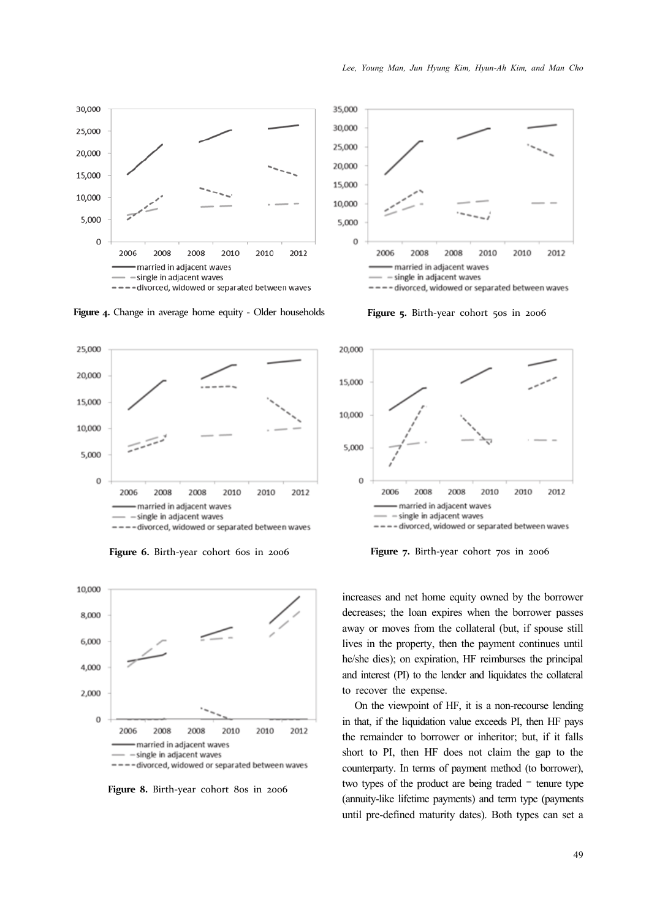Figure 4. Change in average home equity - Older households

Figure 5. Birth-year cohort 50s in 2006

Figure 6. Birth-year cohort 60s in 2006

Figure 7. Birth-year cohort 70s in 2006

Figure 8. Birth-year cohort 80s in 2006

increases and net home equity owned by the borrower decreases; the loan expires when the borrower passes away or moves from the collateral (but, if spouse still lives in the property, then the payment continues until he/she dies); on expiration, HF reimburses the principal and interest (PI) to the lender and liquidates the collateral to recover the expense.

On the viewpoint of HF, it is a non-recourse lending in that, if the liquidation value exceeds PI, then HF pays the remainder to borrower or inheritor; but, if it falls short to PI, then HF does not claim the gap to the counterparty. In terms of payment method (to borrower), two types of the product are being traded – tenure type (annuity-like lifetime payments) and term type (payments until pre-defined maturity dates). Both types can set a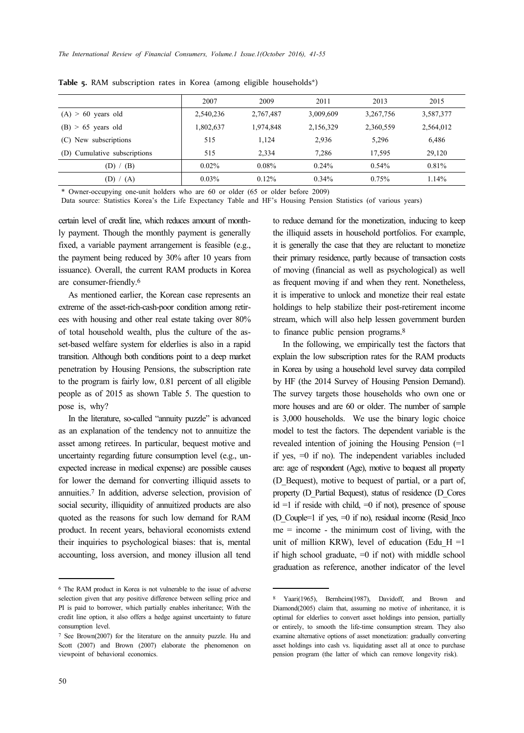**Table 5.** RAM subscription rates in Korea (among eligible households*)

| | 2007 | 2009 | 2011 | 2013 | 2015 |
|---|---|---|---|---|---|
| (A) > 60 years old | 2,540,236 | 2,767,487 | 3,009,609 | 3,267,756 | 3,587,377 |
| (B) > 65 years old | 1,802,637 | 1,974,848 | 2,156,329 | 2,360,559 | 2,564,012 |
| (C) New subscriptions | 515 | 1,124 | 2,936 | 5,296 | 6,486 |
| (D) Cumulative subscriptions | 515 | 2,334 | 7,286 | 17,595 | 29,120 |
| (D) / (B) | 0.02% | 0.08% | 0.24% | 0.54% | 0.81% |
| (D) / (A) | 0.03% | 0.12% | 0.34% | 0.75% | 1.14% |

\* Owner-occupying one-unit holders who are 60 or older (65 or older before 2009)

Data source: Statistics Korea's the Life Expectancy Table and HF's Housing Pension Statistics (of various years)

certain level of credit line, which reduces amount of monthly payment. Though the monthly payment is generally fixed, a variable payment arrangement is feasible (e.g., the payment being reduced by 30% after 10 years from issuance). Overall, the current RAM products in Korea are consumer-friendly.[6]

As mentioned earlier, the Korean case represents an extreme of the asset-rich-cash-poor condition among retirees with housing and other real estate taking over 80% of total household wealth, plus the culture of the asset-based welfare system for elderlies is also in a rapid transition. Although both conditions point to a deep market penetration by Housing Pensions, the subscription rate to the program is fairly low, 0.81 percent of all eligible people as of 2015 as shown Table 5. The question to pose is, why?

In the literature, so-called "annuity puzzle" is advanced as an explanation of the tendency not to annuitize the asset among retirees. In particular, bequest motive and uncertainty regarding future consumption level (e.g., unexpected increase in medical expense) are possible causes for lower the demand for converting illiquid assets to annuities.[7] In addition, adverse selection, provision of social security, illiquidity of annuitized products are also quoted as the reasons for such low demand for RAM product. In recent years, behavioral economists extend their inquiries to psychological biases: that is, mental accounting, loss aversion, and money illusion all tend to reduce demand for the monetization, inducing to keep the illiquid assets in household portfolios. For example, it is generally the case that they are reluctant to monetize their primary residence, partly because of transaction costs of moving (financial as well as psychological) as well as frequent moving if and when they rent. Nonetheless, it is imperative to unlock and monetize their real estate holdings to help stabilize their post-retirement income stream, which will also help lessen government burden to finance public pension programs.[8]

In the following, we empirically test the factors that explain the low subscription rates for the RAM products in Korea by using a household level survey data compiled by HF (the 2014 Survey of Housing Pension Demand). The survey targets those households who own one or more houses and are 60 or older. The number of sample is 3,000 households. We use the binary logic choice model to test the factors. The dependent variable is the revealed intention of joining the Housing Pension (=1 if yes, =0 if no). The independent variables included are: age of respondent (Age), motive to bequest all property (D_Bequest), motive to bequest of partial, or a part of, property (D_Partial Bequest), status of residence (D_Coresid =1 if reside with child, =0 if not), presence of spouse (D_Couple=1 if yes, =0 if no), residual income (Resid_Income = income - the minimum cost of living, with the unit of million KRW), level of education (Edu_H =1 if high school graduate, =0 if not) with middle school graduation as reference, another indicator of the level

---

[6] The RAM product in Korea is not vulnerable to the issue of adverse selection given that any positive difference between selling price and PI is paid to borrower, which partially enables inheritance; With the credit line option, it also offers a hedge against uncertainty to future consumption level.

[7] See Brown(2007) for the literature on the annuity puzzle. Hu and Scott (2007) and Brown (2007) elaborate the phenomenon on viewpoint of behavioral economics.

[8] Yaari(1965), Bernheim(1987), Davidoff, and Brown and Diamond(2005) claim that, assuming no motive of inheritance, it is optimal for elderlies to convert asset holdings into pension, partially or entirely, to smooth the life-time consumption stream. They also examine alternative options of asset monetization: gradually converting asset holdings into cash vs. liquidating asset all at once to purchase pension program (the latter of which can remove longevity risk).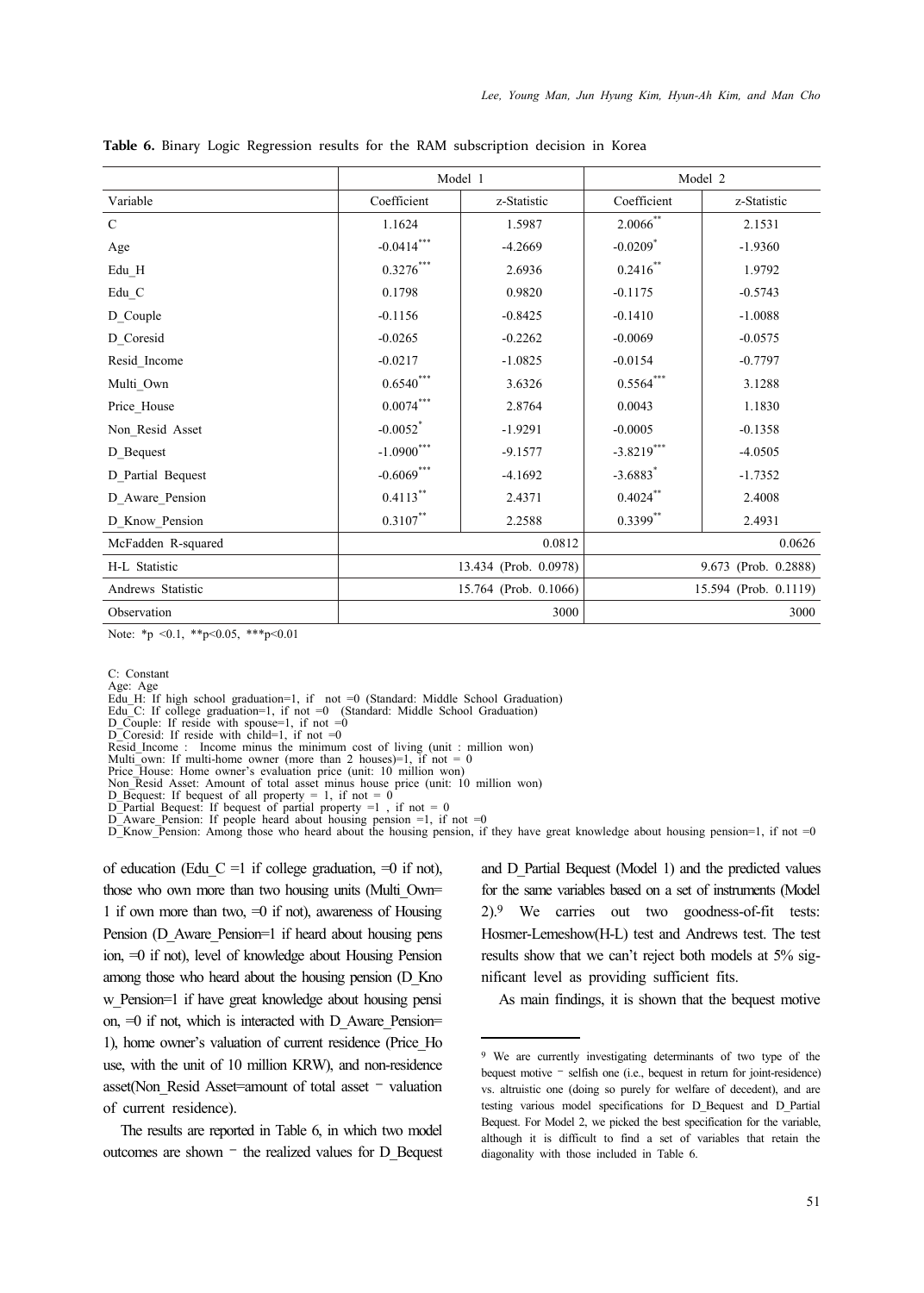**Table 6.** Binary Logic Regression results for the RAM subscription decision in Korea

| | Model 1 | | Model 2 | |
|---|---|---|---|---|
| Variable | Coefficient | z-Statistic | Coefficient | z-Statistic |
| C | 1.1624 | 1.5987 | 2.0066** | 2.1531 |
| Age | -0.0414*** | -4.2669 | -0.0209* | -1.9360 |
| Edu_H | 0.3276*** | 2.6936 | 0.2416** | 1.9792 |
| Edu_C | 0.1798 | 0.9820 | -0.1175 | -0.5743 |
| D_Couple | -0.1156 | -0.8425 | -0.1410 | -1.0088 |
| D_Coresid | -0.0265 | -0.2262 | -0.0069 | -0.0575 |
| Resid_Income | -0.0217 | -1.0825 | -0.0154 | -0.7797 |
| Multi_Own | 0.6540*** | 3.6326 | 0.5564*** | 3.1288 |
| Price_House | 0.0074*** | 2.8764 | 0.0043 | 1.1830 |
| Non_Resid Asset | -0.0052* | -1.9291 | -0.0005 | -0.1358 |
| D_Bequest | -1.0900*** | -9.1577 | -3.8219*** | -4.0505 |
| D_Partial Bequest | -0.6069*** | -4.1692 | -3.6883* | -1.7352 |
| D_Aware_Pension | 0.4113** | 2.4371 | 0.4024** | 2.4008 |
| D_Know_Pension | 0.3107** | 2.2588 | 0.3399** | 2.4931 |
| McFadden R-squared | 0.0812 | | 0.0626 | |
| H-L Statistic | 13.434 (Prob. 0.0978) | | 9.673 (Prob. 0.2888) | |
| Andrews Statistic | 15.764 (Prob. 0.1066) | | 15.594 (Prob. 0.1119) | |
| Observation | 3000 | | 3000 | |

Note: *p <0.1, **p<0.05, ***p<0.01

C: Constant
Age: Age
Edu_H: If high school graduation=1, if not =0 (Standard: Middle School Graduation)
Edu_C: If college graduation=1, if not =0 (Standard: Middle School Graduation)
D_Couple: If reside with spouse=1, if not =0
D_Coresid: If reside with child=1, if not =0
Resid_Income : Income minus the minimum cost of living (unit : million won)
Multi_own: If multi-home owner (more than 2 houses)=1, if not = 0
Price_House: Home owner's evaluation price (unit: 10 million won)
Non_Resid Asset: Amount of total asset minus house price (unit: 10 million won)
D_Bequest: If bequest of all property = 1, if not = 0
D_Partial Bequest: If bequest of partial property =1 , if not = 0
D_Aware_Pension: If people heard about housing pension =1, if not =0
D_Know_Pension: Among those who heard about the housing pension, if they have great knowledge about housing pension=1, if not =0

of education (Edu_C =1 if college graduation, =0 if not), those who own more than two housing units (Multi_Own= 1 if own more than two, =0 if not), awareness of Housing Pension (D_Aware_Pension=1 if heard about housing pension, =0 if not), level of knowledge about Housing Pension among those who heard about the housing pension (D_Know_Pension=1 if have great knowledge about housing pension, =0 if not, which is interacted with D_Aware_Pension= 1), home owner's valuation of current residence (Price_House, with the unit of 10 million KRW), and non-residence asset(Non_Resid Asset=amount of total asset − valuation of current residence).

The results are reported in Table 6, in which two model outcomes are shown − the realized values for D_Bequest and D_Partial Bequest (Model 1) and the predicted values for the same variables based on a set of instruments (Model 2).[9] We carries out two goodness-of-fit tests: Hosmer-Lemeshow(H-L) test and Andrews test. The test results show that we can't reject both models at 5% significant level as providing sufficient fits.

As main findings, it is shown that the bequest motive

[9] We are currently investigating determinants of two type of the bequest motive − selfish one (i.e., bequest in return for joint-residence) vs. altruistic one (doing so purely for welfare of decedent), and are testing various model specifications for D_Bequest and D_Partial Bequest. For Model 2, we picked the best specification for the variable, although it is difficult to find a set of variables that retain the diagonality with those included in Table 6.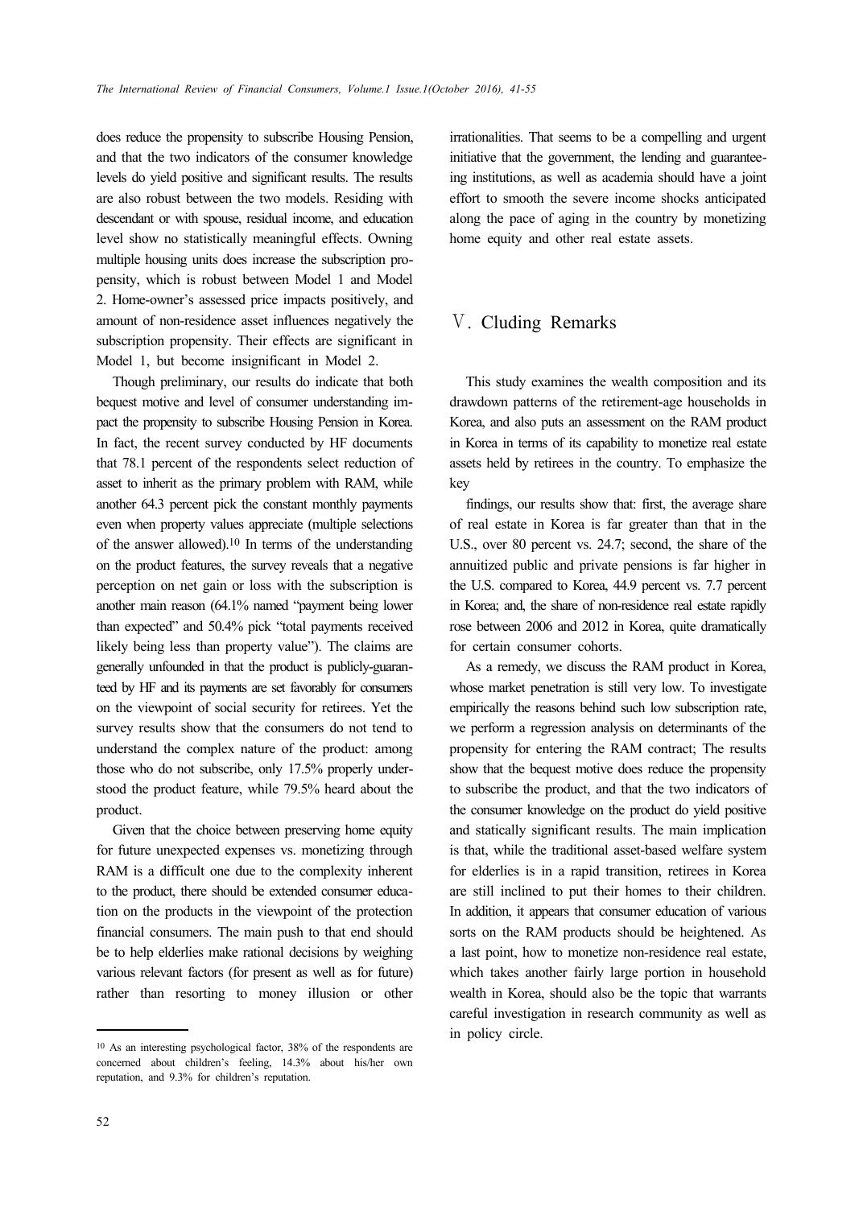does reduce the propensity to subscribe Housing Pension, and that the two indicators of the consumer knowledge levels do yield positive and significant results. The results are also robust between the two models. Residing with descendant or with spouse, residual income, and education level show no statistically meaningful effects. Owning multiple housing units does increase the subscription propensity, which is robust between Model 1 and Model 2. Home-owner's assessed price impacts positively, and amount of non-residence asset influences negatively the subscription propensity. Their effects are significant in Model 1, but become insignificant in Model 2.

Though preliminary, our results do indicate that both bequest motive and level of consumer understanding impact the propensity to subscribe Housing Pension in Korea. In fact, the recent survey conducted by HF documents that 78.1 percent of the respondents select reduction of asset to inherit as the primary problem with RAM, while another 64.3 percent pick the constant monthly payments even when property values appreciate (multiple selections of the answer allowed).[10] In terms of the understanding on the product features, the survey reveals that a negative perception on net gain or loss with the subscription is another main reason (64.1% named "payment being lower than expected" and 50.4% pick "total payments received likely being less than property value"). The claims are generally unfounded in that the product is publicly-guaranteed by HF and its payments are set favorably for consumers on the viewpoint of social security for retirees. Yet the survey results show that the consumers do not tend to understand the complex nature of the product: among those who do not subscribe, only 17.5% properly understood the product feature, while 79.5% heard about the product.

Given that the choice between preserving home equity for future unexpected expenses vs. monetizing through RAM is a difficult one due to the complexity inherent to the product, there should be extended consumer education on the products in the viewpoint of the protection financial consumers. The main push to that end should be to help elderlies make rational decisions by weighing various relevant factors (for present as well as for future) rather than resorting to money illusion or other irrationalities. That seems to be a compelling and urgent initiative that the government, the lending and guaranteeing institutions, as well as academia should have a joint effort to smooth the severe income shocks anticipated along the pace of aging in the country by monetizing home equity and other real estate assets.

## Ⅴ. Cluding Remarks

This study examines the wealth composition and its drawdown patterns of the retirement-age households in Korea, and also puts an assessment on the RAM product in Korea in terms of its capability to monetize real estate assets held by retirees in the country. To emphasize the key

findings, our results show that: first, the average share of real estate in Korea is far greater than that in the U.S., over 80 percent vs. 24.7; second, the share of the annuitized public and private pensions is far higher in the U.S. compared to Korea, 44.9 percent vs. 7.7 percent in Korea; and, the share of non-residence real estate rapidly rose between 2006 and 2012 in Korea, quite dramatically for certain consumer cohorts.

As a remedy, we discuss the RAM product in Korea, whose market penetration is still very low. To investigate empirically the reasons behind such low subscription rate, we perform a regression analysis on determinants of the propensity for entering the RAM contract; The results show that the bequest motive does reduce the propensity to subscribe the product, and that the two indicators of the consumer knowledge on the product do yield positive and statically significant results. The main implication is that, while the traditional asset-based welfare system for elderlies is in a rapid transition, retirees in Korea are still inclined to put their homes to their children. In addition, it appears that consumer education of various sorts on the RAM products should be heightened. As a last point, how to monetize non-residence real estate, which takes another fairly large portion in household wealth in Korea, should also be the topic that warrants careful investigation in research community as well as in policy circle.

---

[10] As an interesting psychological factor, 38% of the respondents are concerned about children's feeling, 14.3% about his/her own reputation, and 9.3% for children's reputation.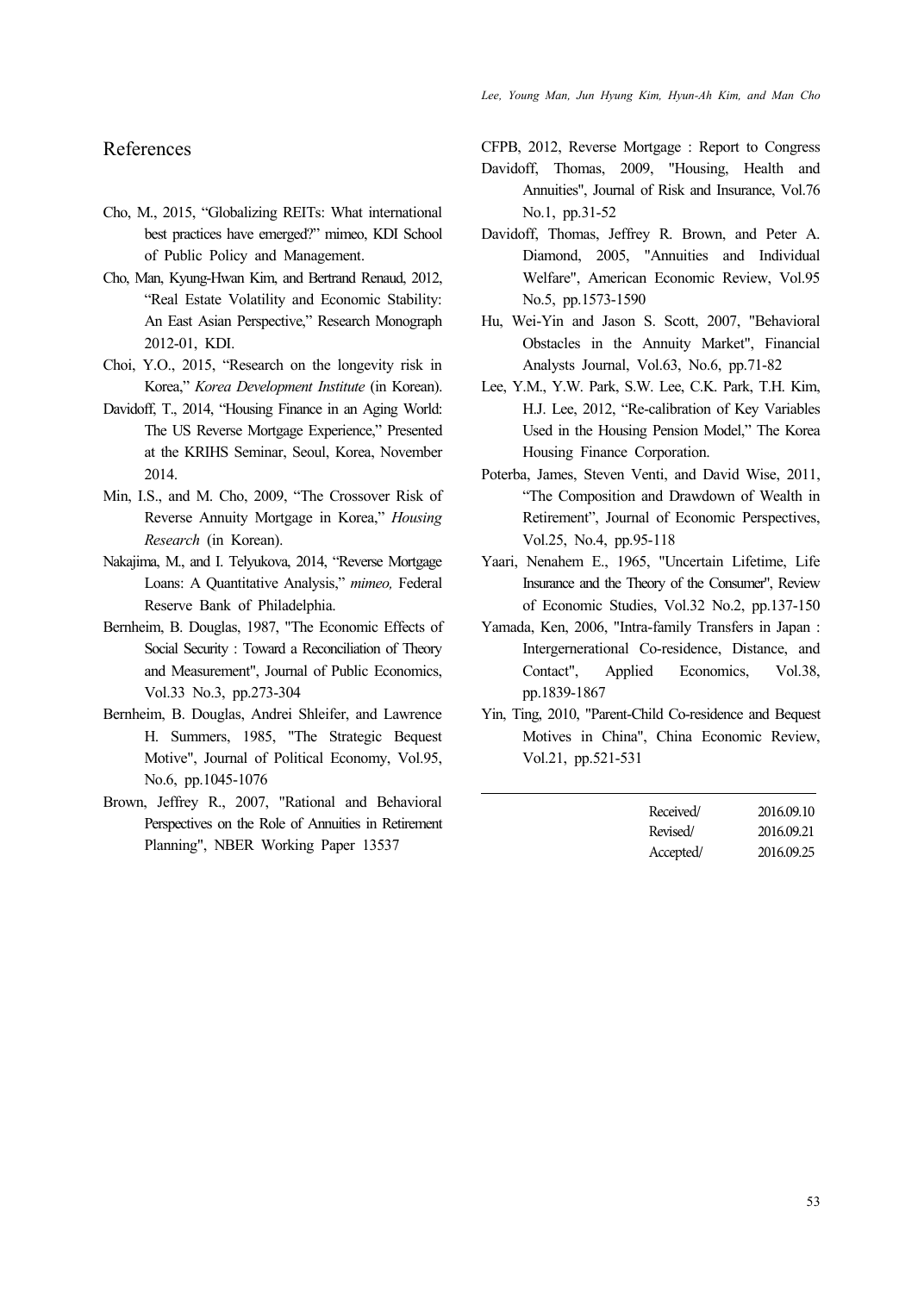# References

Cho, M., 2015, "Globalizing REITs: What international best practices have emerged?" mimeo, KDI School of Public Policy and Management.

Cho, Man, Kyung-Hwan Kim, and Bertrand Renaud, 2012, "Real Estate Volatility and Economic Stability: An East Asian Perspective," Research Monograph 2012-01, KDI.

Choi, Y.O., 2015, "Research on the longevity risk in Korea," *Korea Development Institute* (in Korean).

Davidoff, T., 2014, "Housing Finance in an Aging World: The US Reverse Mortgage Experience," Presented at the KRIHS Seminar, Seoul, Korea, November 2014.

Min, I.S., and M. Cho, 2009, "The Crossover Risk of Reverse Annuity Mortgage in Korea," *Housing Research* (in Korean).

Nakajima, M., and I. Telyukova, 2014, "Reverse Mortgage Loans: A Quantitative Analysis," *mimeo,* Federal Reserve Bank of Philadelphia.

Bernheim, B. Douglas, 1987, "The Economic Effects of Social Security : Toward a Reconciliation of Theory and Measurement", Journal of Public Economics, Vol.33 No.3, pp.273-304

Bernheim, B. Douglas, Andrei Shleifer, and Lawrence H. Summers, 1985, "The Strategic Bequest Motive", Journal of Political Economy, Vol.95, No.6, pp.1045-1076

Brown, Jeffrey R., 2007, "Rational and Behavioral Perspectives on the Role of Annuities in Retirement Planning", NBER Working Paper 13537

CFPB, 2012, Reverse Mortgage : Report to Congress

Davidoff, Thomas, 2009, "Housing, Health and Annuities", Journal of Risk and Insurance, Vol.76 No.1, pp.31-52

Davidoff, Thomas, Jeffrey R. Brown, and Peter A. Diamond, 2005, "Annuities and Individual Welfare", American Economic Review, Vol.95 No.5, pp.1573-1590

Hu, Wei-Yin and Jason S. Scott, 2007, "Behavioral Obstacles in the Annuity Market", Financial Analysts Journal, Vol.63, No.6, pp.71-82

Lee, Y.M., Y.W. Park, S.W. Lee, C.K. Park, T.H. Kim, H.J. Lee, 2012, "Re-calibration of Key Variables Used in the Housing Pension Model," The Korea Housing Finance Corporation.

Poterba, James, Steven Venti, and David Wise, 2011, "The Composition and Drawdown of Wealth in Retirement", Journal of Economic Perspectives, Vol.25, No.4, pp.95-118

Yaari, Nenahem E., 1965, "Uncertain Lifetime, Life Insurance and the Theory of the Consumer", Review of Economic Studies, Vol.32 No.2, pp.137-150

Yamada, Ken, 2006, "Intra-family Transfers in Japan : Intergernerational Co-residence, Distance, and Contact", Applied Economics, Vol.38, pp.1839-1867

Yin, Ting, 2010, "Parent-Child Co-residence and Bequest Motives in China", China Economic Review, Vol.21, pp.521-531

| | |
|---|---|
| Received/ | 2016.09.10 |
| Revised/ | 2016.09.21 |
| Accepted/ | 2016.09.25 |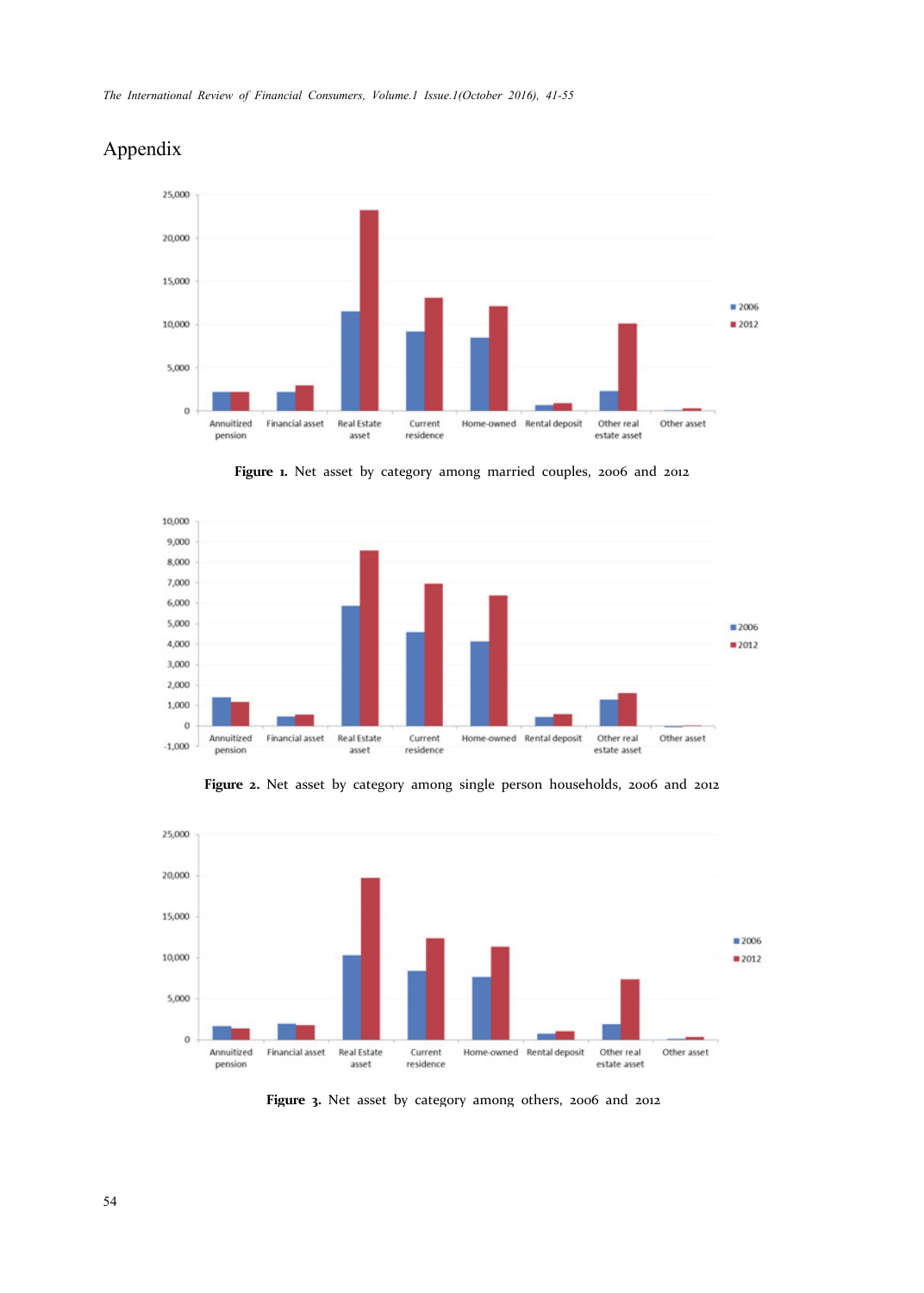## Appendix

**Figure 1.** Net asset by category among married couples, 2006 and 2012

**Figure 2.** Net asset by category among single person households, 2006 and 2012

**Figure 3.** Net asset by category among others, 2006 and 2012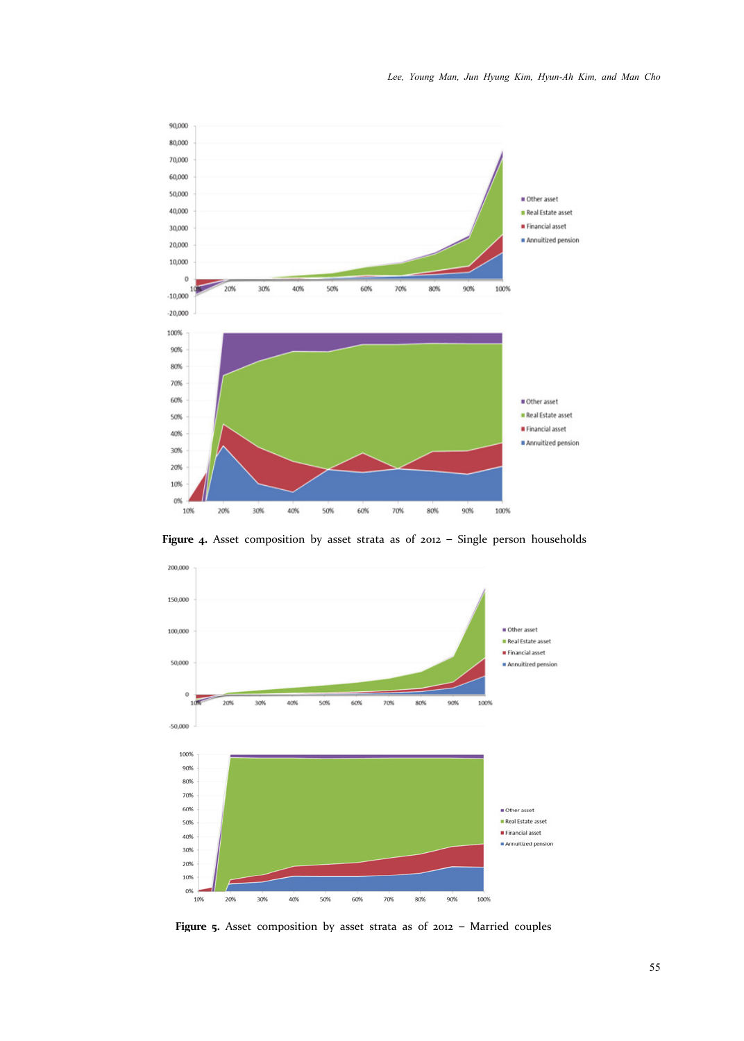90,000
80,000
70,000
60,000
50,000
40,000
30,000
20,000
10,000
0
-10,000
-20,000

10% 20% 30% 40% 50% 60% 70% 80% 90% 100%

Other asset
Real Estate asset
Financial asset
Annuitized pension

100%
90%
80%
70%
60%
50%
40%
30%
20%
10%
0%

10% 20% 30% 40% 50% 60% 70% 80% 90% 100%

Other asset
Real Estate asset
Financial asset
Annuitized pension

**Figure 4.** Asset composition by asset strata as of 2012 – Single person households

200,000
150,000
100,000
50,000
0
-50,000

10% 20% 30% 40% 50% 60% 70% 80% 90% 100%

Other asset
Real Estate asset
Financial asset
Annuitized pension

100%
90%
80%
70%
60%
50%
40%
30%
20%
10%
0%

10% 20% 30% 40% 50% 60% 70% 80% 90% 100%

Other asset
Real Estate asset
Financial asset
Annuitized pension

**Figure 5.** Asset composition by asset strata as of 2012 – Married couples